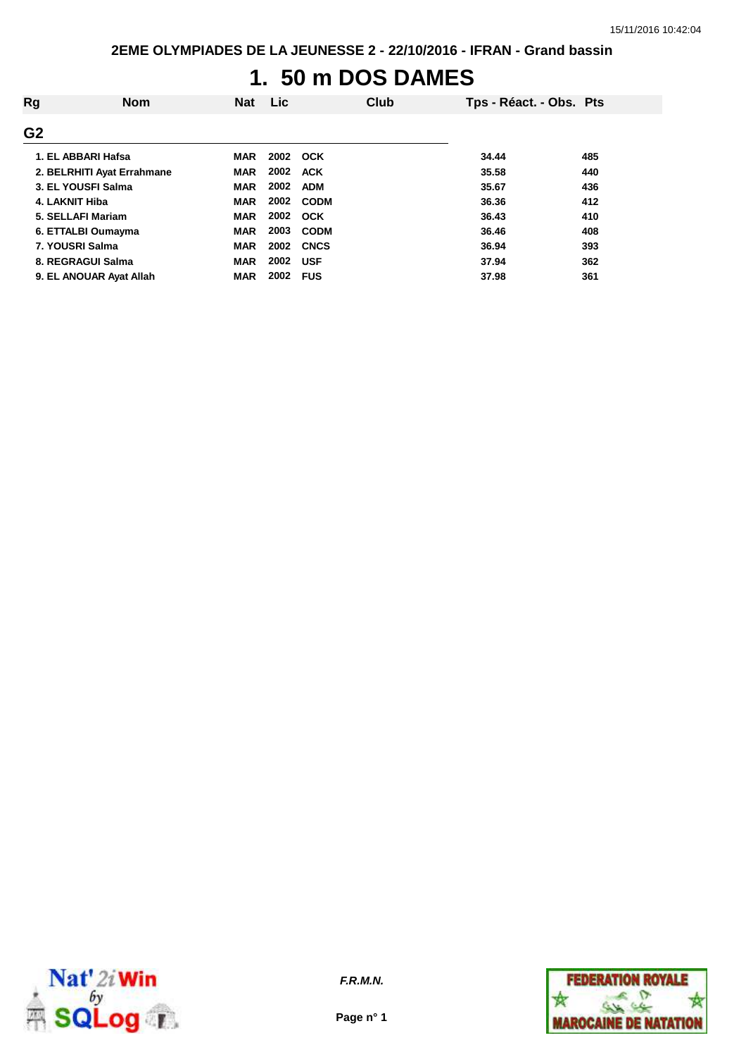2EME OLYMPIADES DE LA JEUNESSE 2 - 22/10/2016 - IFRAN - Grand bassin

# 1. 50 m DOS DAMES

| Rg | Nom | Nat | Lic | Club | Tps - Réact. - Obs. | Pts |
|---|---|---|---|---|---|---|
| **G2** | | | | | | |
| 1. | EL ABBARI Hafsa | MAR | 2002 | OCK | 34.44 | 485 |
| 2. | BELRHITI Ayat Errahmane | MAR | 2002 | ACK | 35.58 | 440 |
| 3. | EL YOUSFI Salma | MAR | 2002 | ADM | 35.67 | 436 |
| 4. | LAKNIT Hiba | MAR | 2002 | CODM | 36.36 | 412 |
| 5. | SELLAFI Mariam | MAR | 2002 | OCK | 36.43 | 410 |
| 6. | ETTALBI Oumayma | MAR | 2003 | CODM | 36.46 | 408 |
| 7. | YOUSRI Salma | MAR | 2002 | CNCS | 36.94 | 393 |
| 8. | REGRAGUI Salma | MAR | 2002 | USF | 37.94 | 362 |
| 9. | EL ANOUAR Ayat Allah | MAR | 2002 | FUS | 37.98 | 361 |

*F.R.M.N.*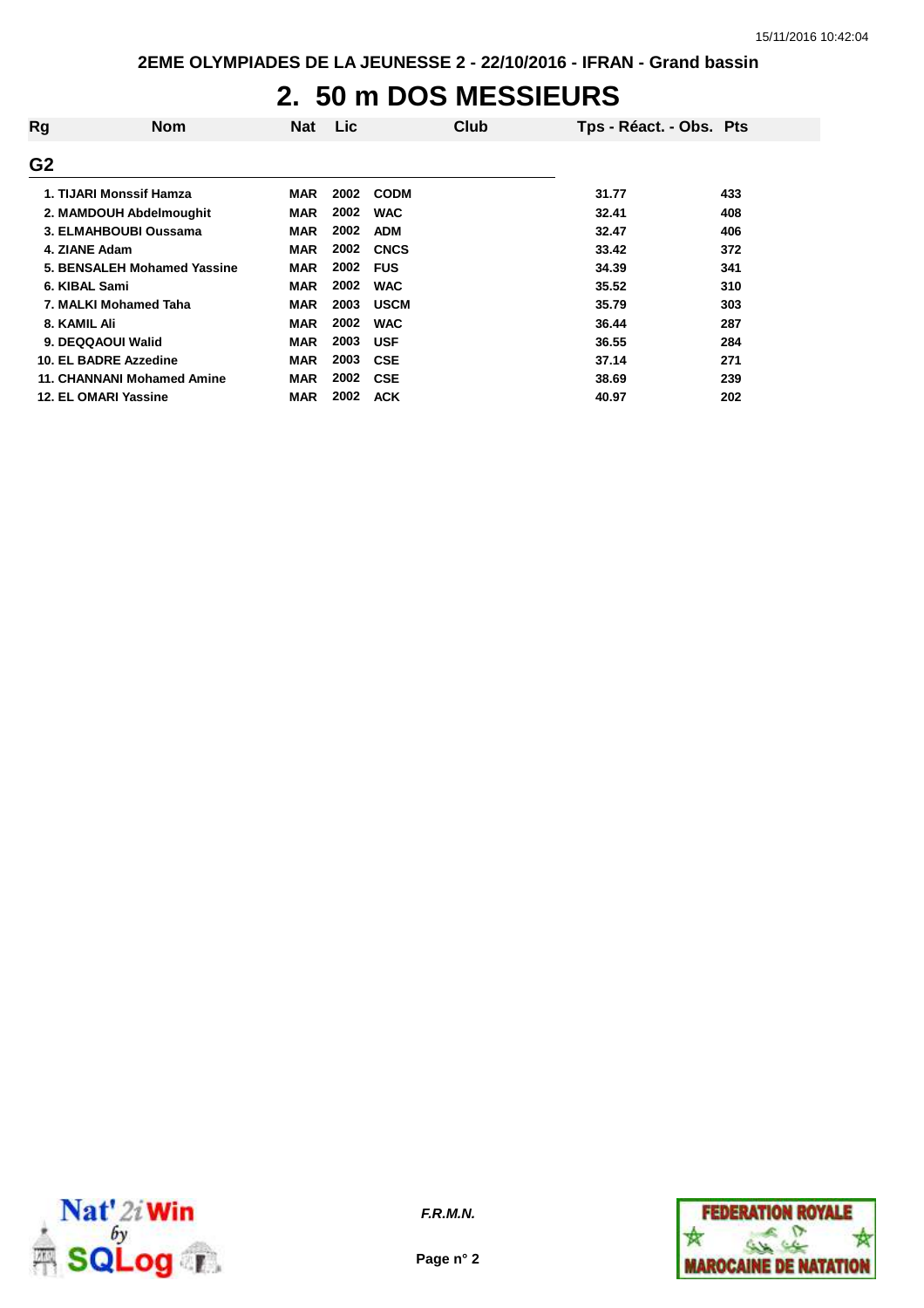## 2. 50 m DOS MESSIEURS

| Rg | Nom | Nat | Lic | Club | Tps - Réact. - Obs. | Pts |
|---|---|---|---|---|---|---|
| **G2** | | | | | | |
| 1. | TIJARI Monssif Hamza | MAR | 2002 | CODM | 31.77 | 433 |
| 2. | MAMDOUH Abdelmoughit | MAR | 2002 | WAC | 32.41 | 408 |
| 3. | ELMAHBOUBI Oussama | MAR | 2002 | ADM | 32.47 | 406 |
| 4. | ZIANE Adam | MAR | 2002 | CNCS | 33.42 | 372 |
| 5. | BENSALEH Mohamed Yassine | MAR | 2002 | FUS | 34.39 | 341 |
| 6. | KIBAL Sami | MAR | 2002 | WAC | 35.52 | 310 |
| 7. | MALKI Mohamed Taha | MAR | 2003 | USCM | 35.79 | 303 |
| 8. | KAMIL Ali | MAR | 2002 | WAC | 36.44 | 287 |
| 9. | DEQQAOUI Walid | MAR | 2003 | USF | 36.55 | 284 |
| 10. | EL BADRE Azzedine | MAR | 2003 | CSE | 37.14 | 271 |
| 11. | CHANNANI Mohamed Amine | MAR | 2002 | CSE | 38.69 | 239 |
| 12. | EL OMARI Yassine | MAR | 2002 | ACK | 40.97 | 202 |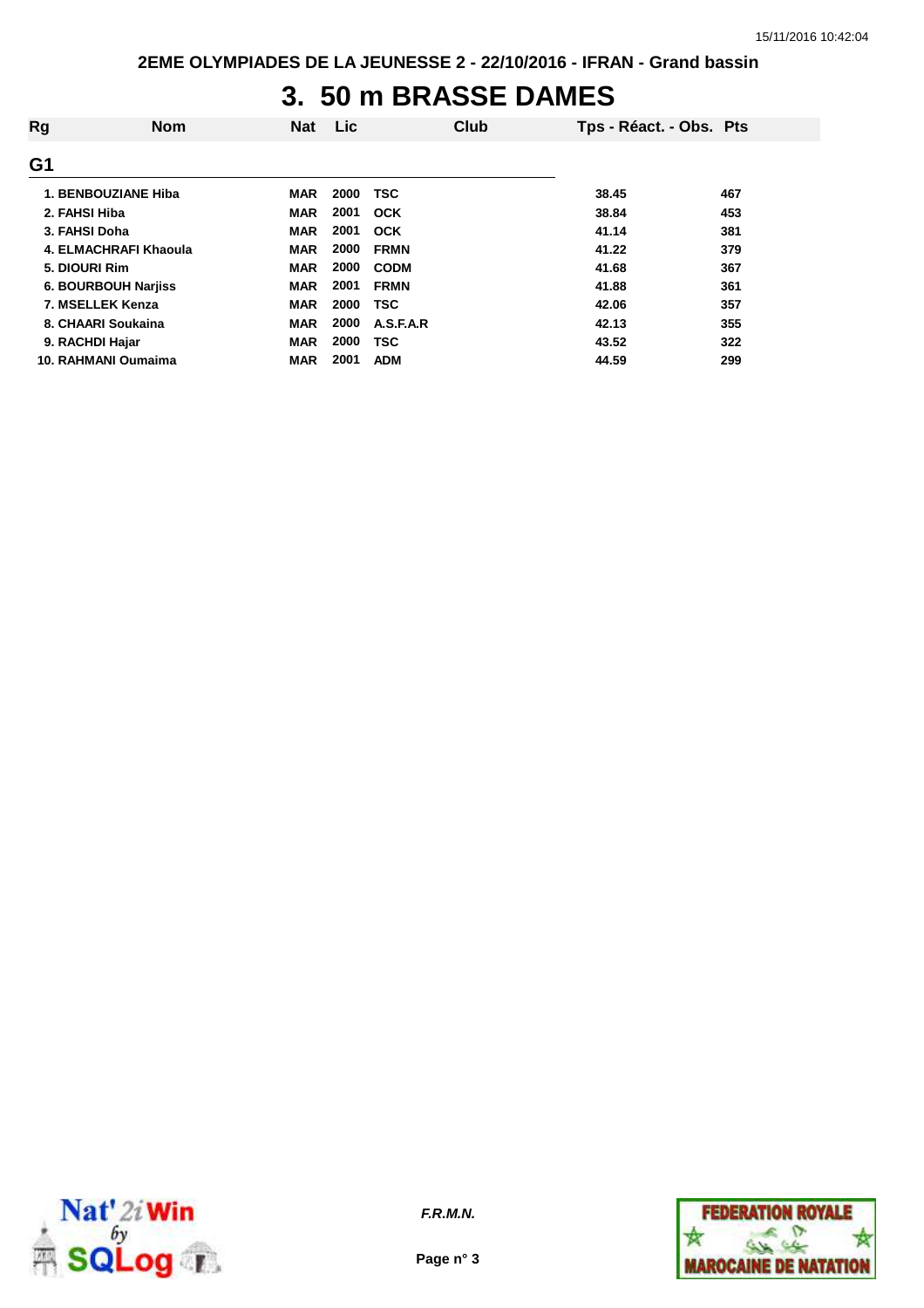# 3. 50 m BRASSE DAMES

| Rg | Nom | Nat | Lic | Club | Tps - Réact. - Obs. | Pts |
|---|---|---|---|---|---|---|
| **G1** | | | | | | |
| 1. | BENBOUZIANE Hiba | MAR | 2000 | TSC | 38.45 | 467 |
| 2. | FAHSI Hiba | MAR | 2001 | OCK | 38.84 | 453 |
| 3. | FAHSI Doha | MAR | 2001 | OCK | 41.14 | 381 |
| 4. | ELMACHRAFI Khaoula | MAR | 2000 | FRMN | 41.22 | 379 |
| 5. | DIOURI Rim | MAR | 2000 | CODM | 41.68 | 367 |
| 6. | BOURBOUH Narjiss | MAR | 2001 | FRMN | 41.88 | 361 |
| 7. | MSELLEK Kenza | MAR | 2000 | TSC | 42.06 | 357 |
| 8. | CHAARI Soukaina | MAR | 2000 | A.S.F.A.R | 42.13 | 355 |
| 9. | RACHDI Hajar | MAR | 2000 | TSC | 43.52 | 322 |
| 10. | RAHMANI Oumaima | MAR | 2001 | ADM | 44.59 | 299 |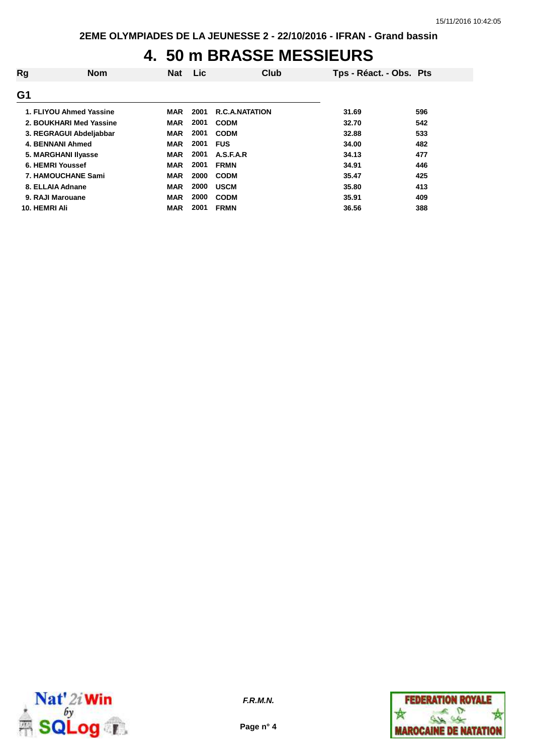2EME OLYMPIADES DE LA JEUNESSE 2 - 22/10/2016 - IFRAN - Grand bassin

# 4. 50 m BRASSE MESSIEURS

| Rg | Nom | Nat | Lic | Club | Tps - Réact. - Obs. | Pts |
|---|---|---|---|---|---|---|
| **G1** | | | | | | |
| 1. | FLIYOU Ahmed Yassine | MAR | 2001 | R.C.A.NATATION | 31.69 | 596 |
| 2. | BOUKHARI Med Yassine | MAR | 2001 | CODM | 32.70 | 542 |
| 3. | REGRAGUI Abdeljabbar | MAR | 2001 | CODM | 32.88 | 533 |
| 4. | BENNANI Ahmed | MAR | 2001 | FUS | 34.00 | 482 |
| 5. | MARGHANI Ilyasse | MAR | 2001 | A.S.F.A.R | 34.13 | 477 |
| 6. | HEMRI Youssef | MAR | 2001 | FRMN | 34.91 | 446 |
| 7. | HAMOUCHANE Sami | MAR | 2000 | CODM | 35.47 | 425 |
| 8. | ELLAIA Adnane | MAR | 2000 | USCM | 35.80 | 413 |
| 9. | RAJI Marouane | MAR | 2000 | CODM | 35.91 | 409 |
| 10. | HEMRI Ali | MAR | 2001 | FRMN | 36.56 | 388 |

*F.R.M.N.*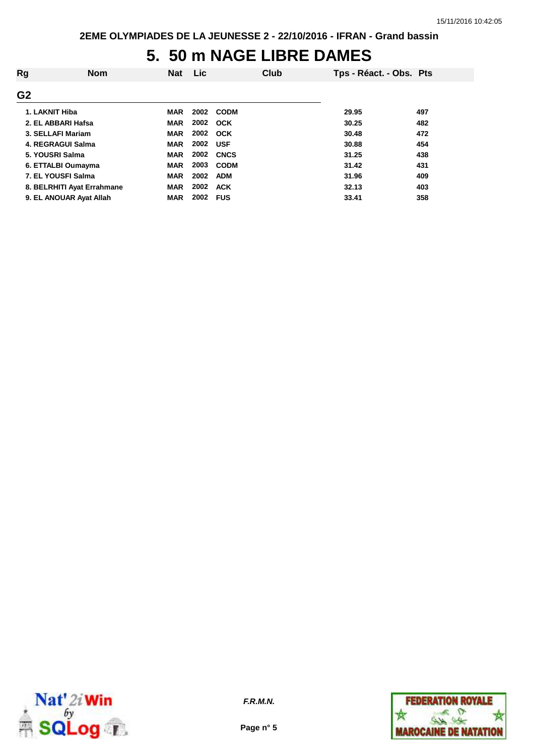# 5. 50 m NAGE LIBRE DAMES

| Rg | Nom | Nat | Lic | Club | Tps - Réact. - Obs. | Pts |
|---|---|---|---|---|---|---|
| **G2** | | | | | | |
| 1. | LAKNIT Hiba | MAR | 2002 | CODM | 29.95 | 497 |
| 2. | EL ABBARI Hafsa | MAR | 2002 | OCK | 30.25 | 482 |
| 3. | SELLAFI Mariam | MAR | 2002 | OCK | 30.48 | 472 |
| 4. | REGRAGUI Salma | MAR | 2002 | USF | 30.88 | 454 |
| 5. | YOUSRI Salma | MAR | 2002 | CNCS | 31.25 | 438 |
| 6. | ETTALBI Oumayma | MAR | 2003 | CODM | 31.42 | 431 |
| 7. | EL YOUSFI Salma | MAR | 2002 | ADM | 31.96 | 409 |
| 8. | BELRHITI Ayat Errahmane | MAR | 2002 | ACK | 32.13 | 403 |
| 9. | EL ANOUAR Ayat Allah | MAR | 2002 | FUS | 33.41 | 358 |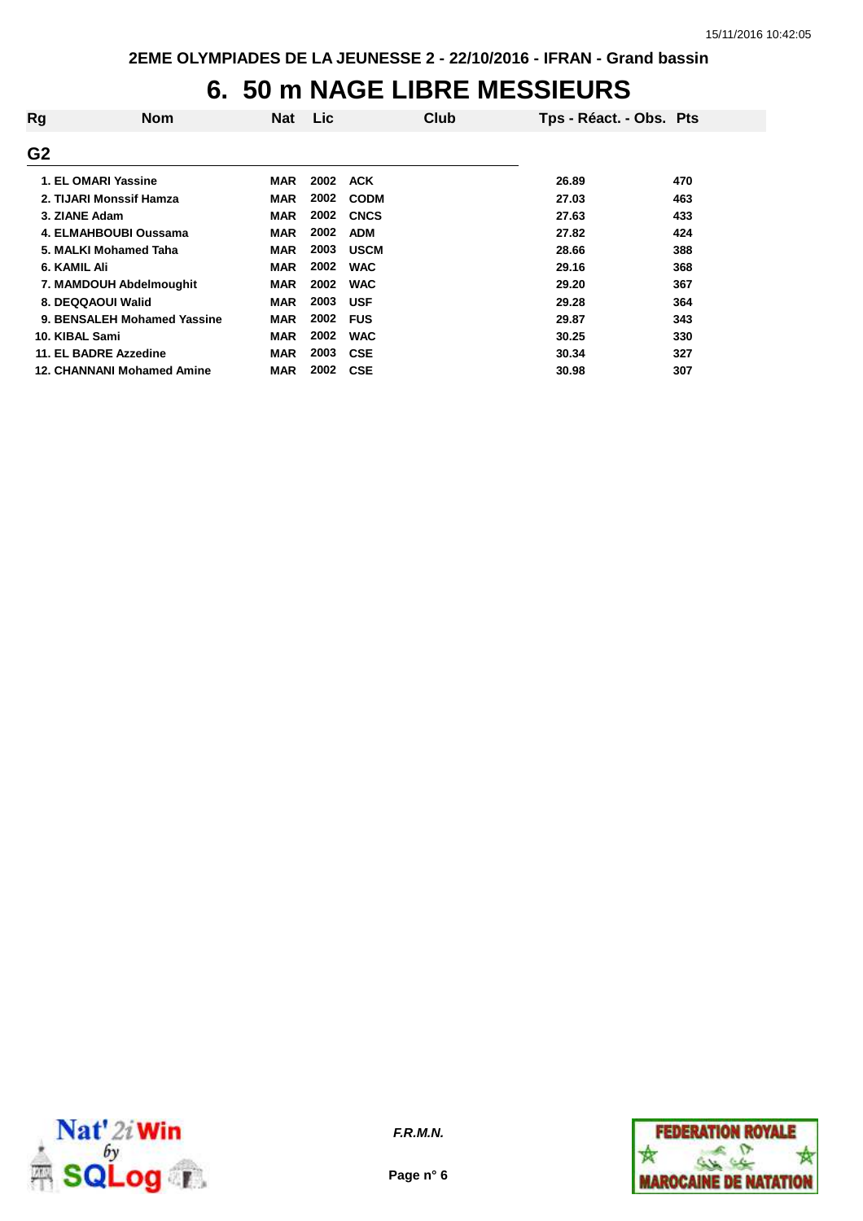2EME OLYMPIADES DE LA JEUNESSE 2 - 22/10/2016 - IFRAN - Grand bassin

# 6. 50 m NAGE LIBRE MESSIEURS

## G2

| Rg | Nom | Nat | Lic | Club | Tps - Réact. - Obs. | Pts |
|---|---|---|---|---|---|---|
| 1. | EL OMARI Yassine | MAR | 2002 | ACK | 26.89 | 470 |
| 2. | TIJARI Monssif Hamza | MAR | 2002 | CODM | 27.03 | 463 |
| 3. | ZIANE Adam | MAR | 2002 | CNCS | 27.63 | 433 |
| 4. | ELMAHBOUBI Oussama | MAR | 2002 | ADM | 27.82 | 424 |
| 5. | MALKI Mohamed Taha | MAR | 2003 | USCM | 28.66 | 388 |
| 6. | KAMIL Ali | MAR | 2002 | WAC | 29.16 | 368 |
| 7. | MAMDOUH Abdelmoughit | MAR | 2002 | WAC | 29.20 | 367 |
| 8. | DEQQAOUI Walid | MAR | 2003 | USF | 29.28 | 364 |
| 9. | BENSALEH Mohamed Yassine | MAR | 2002 | FUS | 29.87 | 343 |
| 10. | KIBAL Sami | MAR | 2002 | WAC | 30.25 | 330 |
| 11. | EL BADRE Azzedine | MAR | 2003 | CSE | 30.34 | 327 |
| 12. | CHANNANI Mohamed Amine | MAR | 2002 | CSE | 30.98 | 307 |

*F.R.M.N.*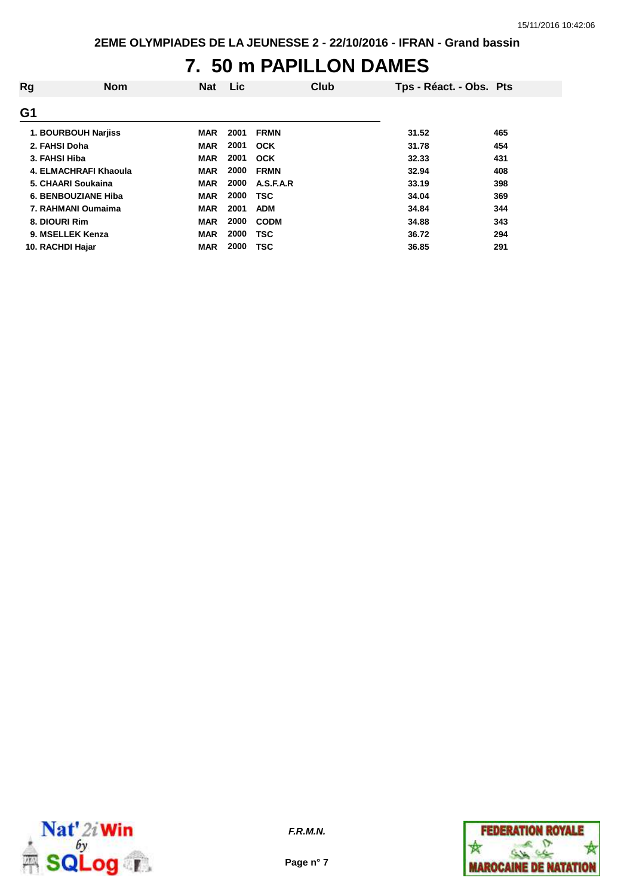2EME OLYMPIADES DE LA JEUNESSE 2 - 22/10/2016 - IFRAN - Grand bassin

# 7. 50 m PAPILLON DAMES

## G1

| Rg | Nom | Nat | Lic | Club | Tps - Réact. - Obs. | Pts |
|---|---|---|---|---|---|---|
| 1. | BOURBOUH Narjiss | MAR | 2001 | FRMN | 31.52 | 465 |
| 2. | FAHSI Doha | MAR | 2001 | OCK | 31.78 | 454 |
| 3. | FAHSI Hiba | MAR | 2001 | OCK | 32.33 | 431 |
| 4. | ELMACHRAFI Khaoula | MAR | 2000 | FRMN | 32.94 | 408 |
| 5. | CHAARI Soukaina | MAR | 2000 | A.S.F.A.R | 33.19 | 398 |
| 6. | BENBOUZIANE Hiba | MAR | 2000 | TSC | 34.04 | 369 |
| 7. | RAHMANI Oumaima | MAR | 2001 | ADM | 34.84 | 344 |
| 8. | DIOURI Rim | MAR | 2000 | CODM | 34.88 | 343 |
| 9. | MSELLEK Kenza | MAR | 2000 | TSC | 36.72 | 294 |
| 10. | RACHDI Hajar | MAR | 2000 | TSC | 36.85 | 291 |

*F.R.M.N.*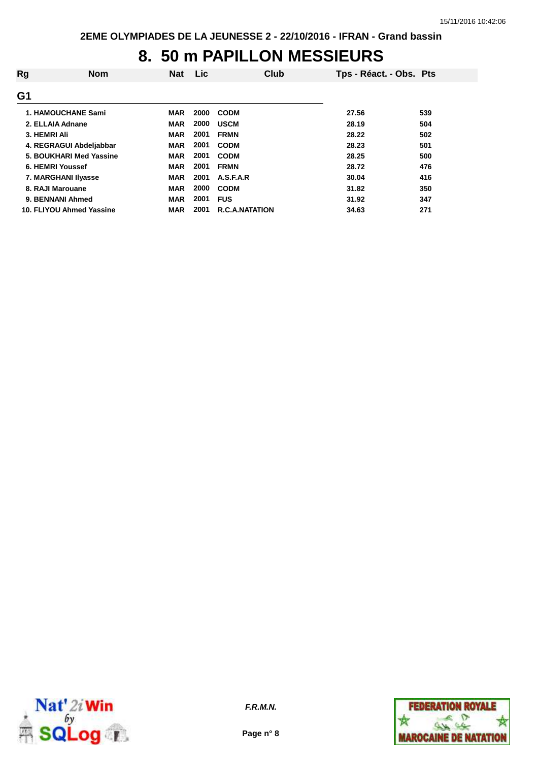# 8. 50 m PAPILLON MESSIEURS

| Rg | Nom | Nat | Lic | Club | Tps - Réact. - Obs. | Pts |
|---|---|---|---|---|---|---|
| **G1** | | | | | | |
| 1. | HAMOUCHANE Sami | MAR | 2000 | CODM | 27.56 | 539 |
| 2. | ELLAIA Adnane | MAR | 2000 | USCM | 28.19 | 504 |
| 3. | HEMRI Ali | MAR | 2001 | FRMN | 28.22 | 502 |
| 4. | REGRAGUI Abdeljabbar | MAR | 2001 | CODM | 28.23 | 501 |
| 5. | BOUKHARI Med Yassine | MAR | 2001 | CODM | 28.25 | 500 |
| 6. | HEMRI Youssef | MAR | 2001 | FRMN | 28.72 | 476 |
| 7. | MARGHANI Ilyasse | MAR | 2001 | A.S.F.A.R | 30.04 | 416 |
| 8. | RAJI Marouane | MAR | 2000 | CODM | 31.82 | 350 |
| 9. | BENNANI Ahmed | MAR | 2001 | FUS | 31.92 | 347 |
| 10. | FLIYOU Ahmed Yassine | MAR | 2001 | R.C.A.NATATION | 34.63 | 271 |